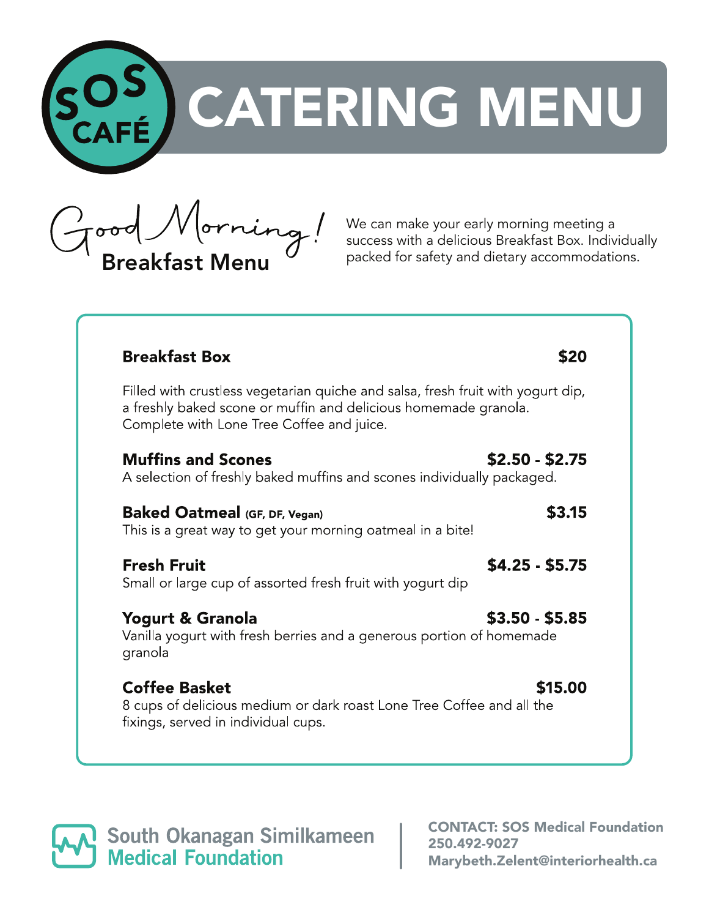# SOS CAFÉ CATERING MENU

## Good Morning! Breakfast Menu

We can make your early morning meeting a success with a delicious Breakfast Box. Individually packed for safety and dietary accommodations.

**Breakfast Box** **$20**

Filled with crustless vegetarian quiche and salsa, fresh fruit with yogurt dip, a freshly baked scone or muffin and delicious homemade granola. Complete with Lone Tree Coffee and juice.

**Muffins and Scones** **$2.50 - $2.75**
A selection of freshly baked muffins and scones individually packaged.

**Baked Oatmeal** **(GF, DF, Vegan)** **$3.15**
This is a great way to get your morning oatmeal in a bite!

**Fresh Fruit** **$4.25 - $5.75**
Small or large cup of assorted fresh fruit with yogurt dip

**Yogurt & Granola** **$3.50 - $5.85**
Vanilla yogurt with fresh berries and a generous portion of homemade granola

**Coffee Basket** **$15.00**
8 cups of delicious medium or dark roast Lone Tree Coffee and all the fixings, served in individual cups.

South Okanagan Similkameen Medical Foundation

**CONTACT: SOS Medical Foundation**
**250.492-9027**
**Marybeth.Zelent@interiorhealth.ca**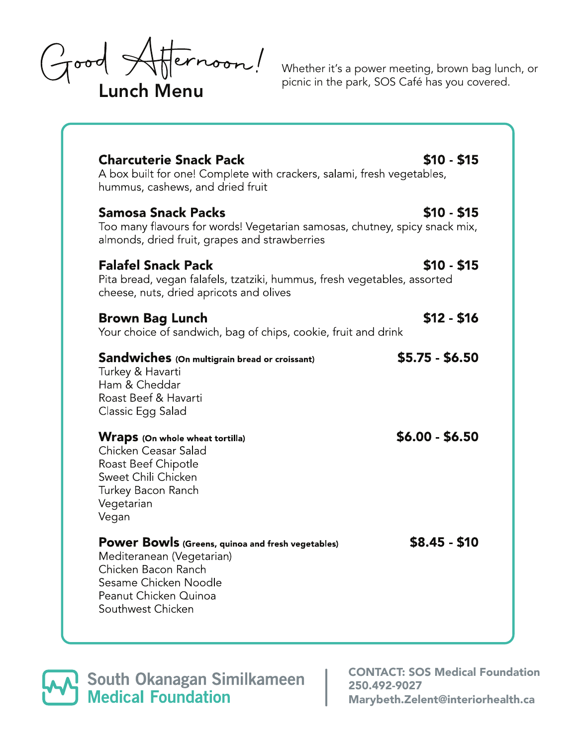# Good Afternoon!

## Lunch Menu

Whether it's a power meeting, brown bag lunch, or picnic in the park, SOS Café has you covered.

**Charcuterie Snack Pack** — **$10 - $15**
A box built for one! Complete with crackers, salami, fresh vegetables, hummus, cashews, and dried fruit

**Samosa Snack Packs** — **$10 - $15**
Too many flavours for words! Vegetarian samosas, chutney, spicy snack mix, almonds, dried fruit, grapes and strawberries

**Falafel Snack Pack** — **$10 - $15**
Pita bread, vegan falafels, tzatziki, hummus, fresh vegetables, assorted cheese, nuts, dried apricots and olives

**Brown Bag Lunch** — **$12 - $16**
Your choice of sandwich, bag of chips, cookie, fruit and drink

**Sandwiches** **(On multigrain bread or croissant)** — **$5.75 - $6.50**
Turkey & Havarti
Ham & Cheddar
Roast Beef & Havarti
Classic Egg Salad

**Wraps** **(On whole wheat tortilla)** — **$6.00 - $6.50**
Chicken Ceasar Salad
Roast Beef Chipotle
Sweet Chili Chicken
Turkey Bacon Ranch
Vegetarian
Vegan

**Power Bowls** **(Greens, quinoa and fresh vegetables)** — **$8.45 - $10**
Mediteranean (Vegetarian)
Chicken Bacon Ranch
Sesame Chicken Noodle
Peanut Chicken Quinoa
Southwest Chicken

South Okanagan Similkameen Medical Foundation

**CONTACT: SOS Medical Foundation**
**250.492.9027**
**Marybeth.Zelent@interiorhealth.ca**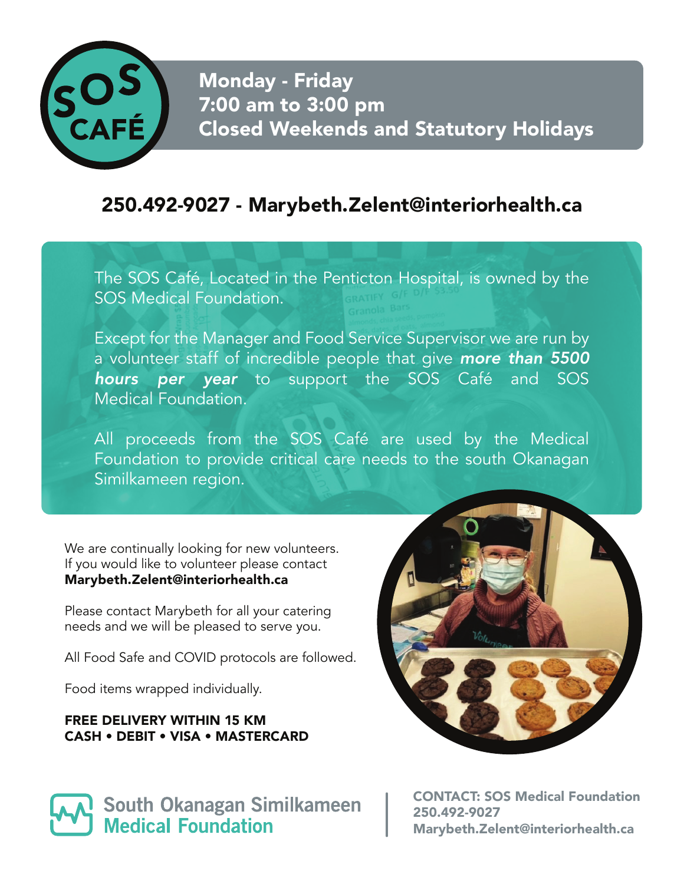# SOS CAFÉ

**Monday - Friday**
**7:00 am to 3:00 pm**
**Closed Weekends and Statutory Holidays**

## 250.492-9027 - Marybeth.Zelent@interiorhealth.ca

The SOS Café, Located in the Penticton Hospital, is owned by the SOS Medical Foundation.

Except for the Manager and Food Service Supervisor we are run by a volunteer staff of incredible people that give ***more than 5500 hours per year*** to support the SOS Café and SOS Medical Foundation.

All proceeds from the SOS Café are used by the Medical Foundation to provide critical care needs to the south Okanagan Similkameen region.

We are continually looking for new volunteers. If you would like to volunteer please contact **Marybeth.Zelent@interiorhealth.ca**

Please contact Marybeth for all your catering needs and we will be pleased to serve you.

All Food Safe and COVID protocols are followed.

Food items wrapped individually.

**FREE DELIVERY WITHIN 15 KM**
**CASH • DEBIT • VISA • MASTERCARD**

South Okanagan Similkameen
Medical Foundation

**CONTACT: SOS Medical Foundation**
**250.492-9027**
**Marybeth.Zelent@interiorhealth.ca**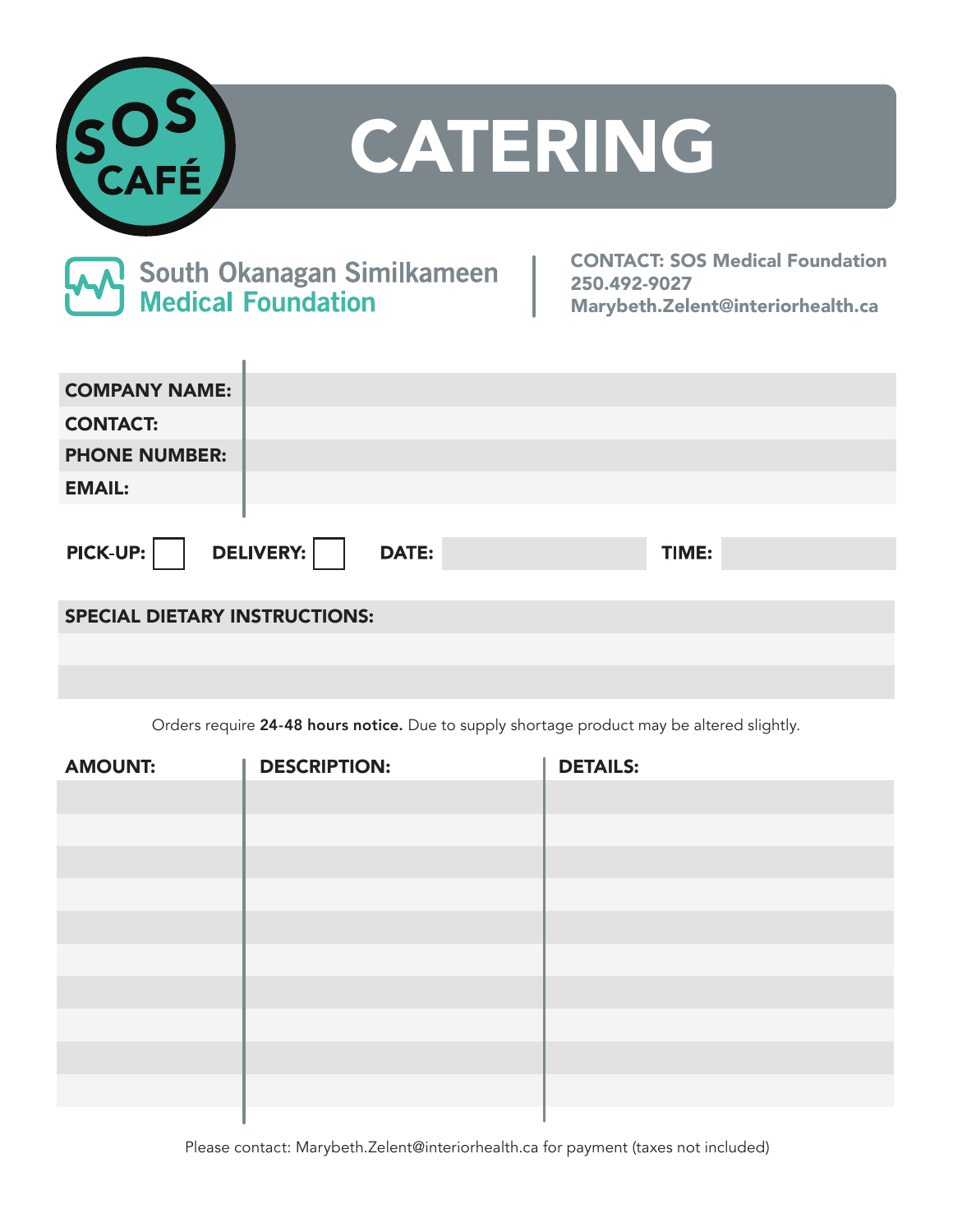SOS CAFÉ

# CATERING

South Okanagan Similkameen
Medical Foundation

**CONTACT: SOS Medical Foundation**
**250.492-9027**
**Marybeth.Zelent@interiorhealth.ca**

| | |
|---|---|
| **COMPANY NAME:** | |
| **CONTACT:** | |
| **PHONE NUMBER:** | |
| **EMAIL:** | |

**PICK-UP:** ☐ **DELIVERY:** ☐ **DATE:** ________ **TIME:** ________

**SPECIAL DIETARY INSTRUCTIONS:**

Orders require **24-48 hours notice.** Due to supply shortage product may be altered slightly.

| AMOUNT: | DESCRIPTION: | DETAILS: |
|---|---|---|
| | | |
| | | |
| | | |
| | | |
| | | |
| | | |
| | | |
| | | |
| | | |
| | | |

Please contact: Marybeth.Zelent@interiorhealth.ca for payment (taxes not included)